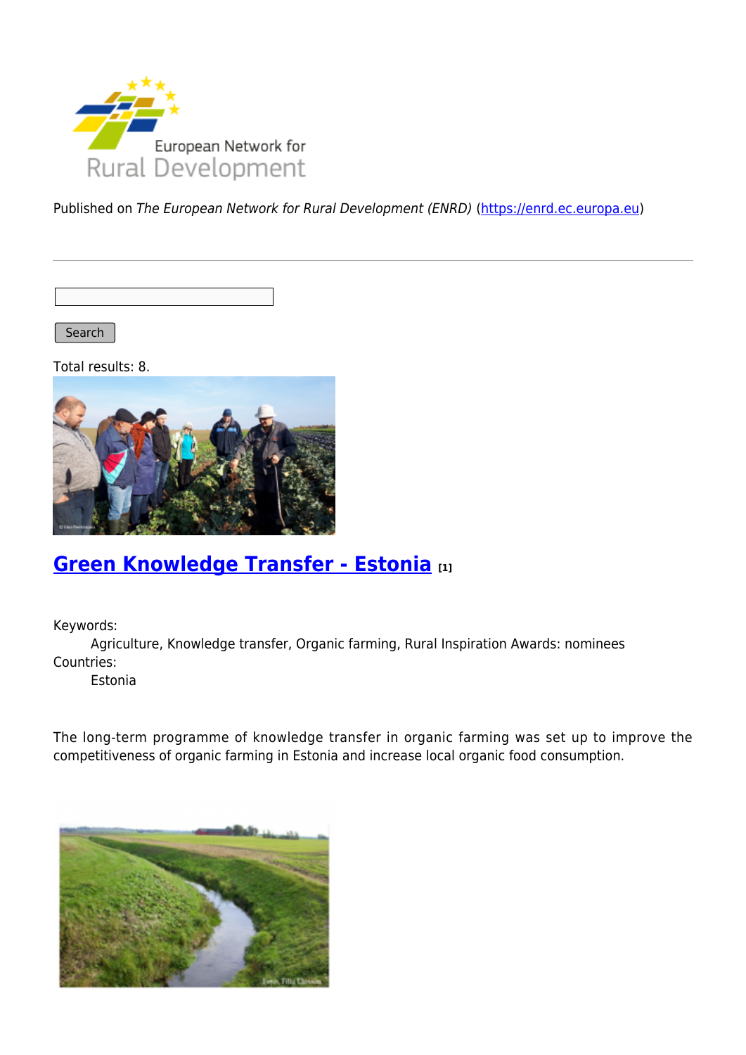Published on *The European Network for Rural Development (ENRD)* (https://enrd.ec.europa.eu)

Search

Total results: 8.

## Green Knowledge Transfer - Estonia [1]

Keywords:
Agriculture, Knowledge transfer, Organic farming, Rural Inspiration Awards: nominees

Countries:
Estonia

The long-term programme of knowledge transfer in organic farming was set up to improve the competitiveness of organic farming in Estonia and increase local organic food consumption.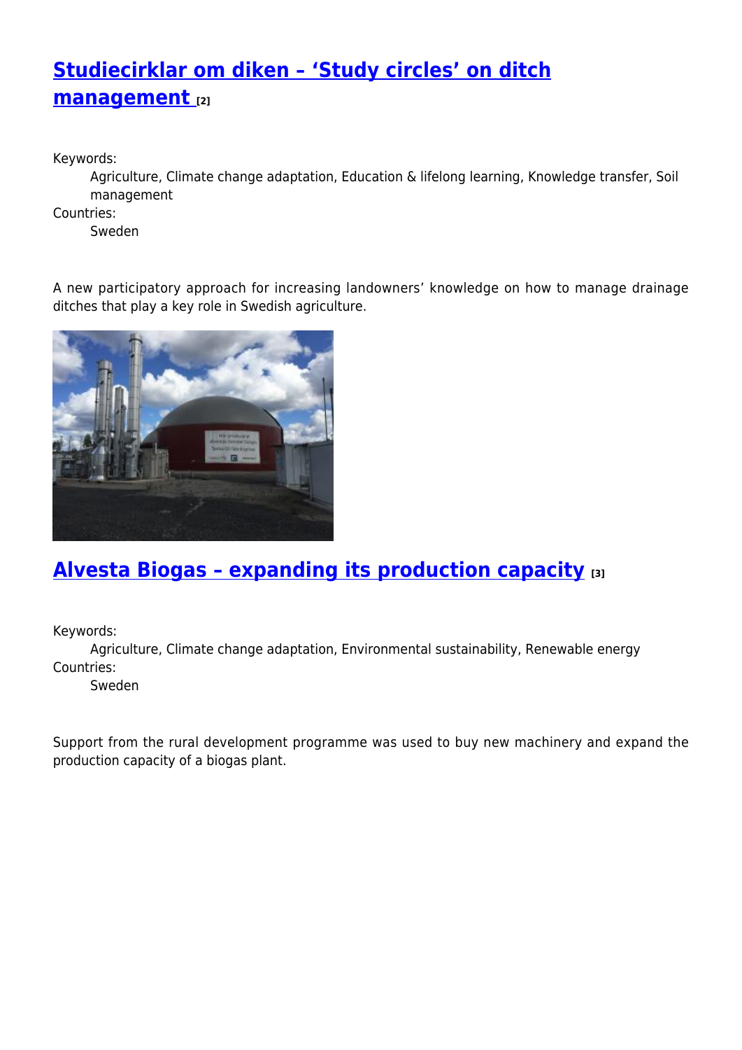## Studiecirklar om diken – 'Study circles' on ditch management [2]

Keywords:
: Agriculture, Climate change adaptation, Education & lifelong learning, Knowledge transfer, Soil management

Countries:
: Sweden

A new participatory approach for increasing landowners' knowledge on how to manage drainage ditches that play a key role in Swedish agriculture.

## Alvesta Biogas – expanding its production capacity [3]

Keywords:
: Agriculture, Climate change adaptation, Environmental sustainability, Renewable energy

Countries:
: Sweden

Support from the rural development programme was used to buy new machinery and expand the production capacity of a biogas plant.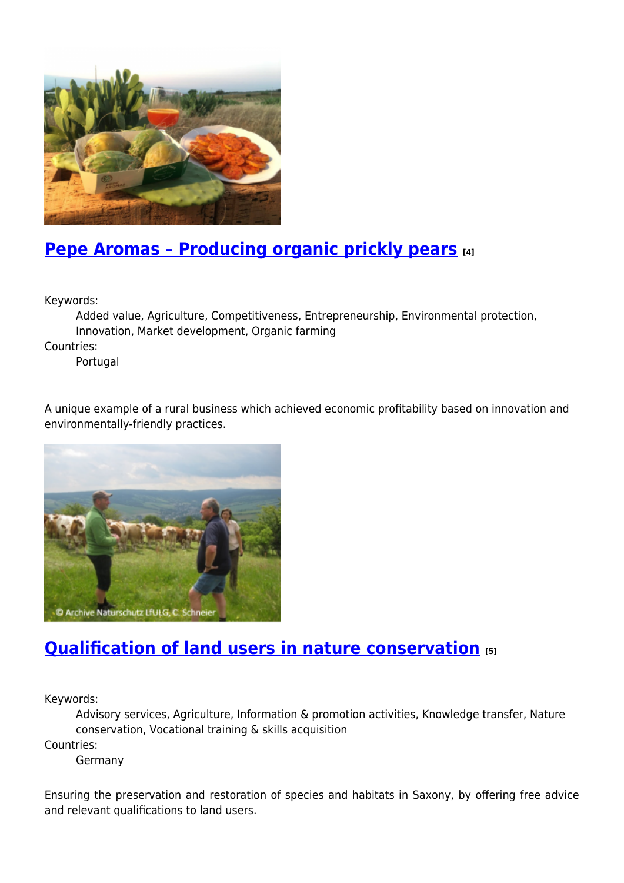## Pepe Aromas – Producing organic prickly pears [4]

Keywords:
: Added value, Agriculture, Competitiveness, Entrepreneurship, Environmental protection, Innovation, Market development, Organic farming

Countries:
: Portugal

A unique example of a rural business which achieved economic profitability based on innovation and environmentally-friendly practices.

## Qualification of land users in nature conservation [5]

Keywords:
: Advisory services, Agriculture, Information & promotion activities, Knowledge transfer, Nature conservation, Vocational training & skills acquisition

Countries:
: Germany

Ensuring the preservation and restoration of species and habitats in Saxony, by offering free advice and relevant qualifications to land users.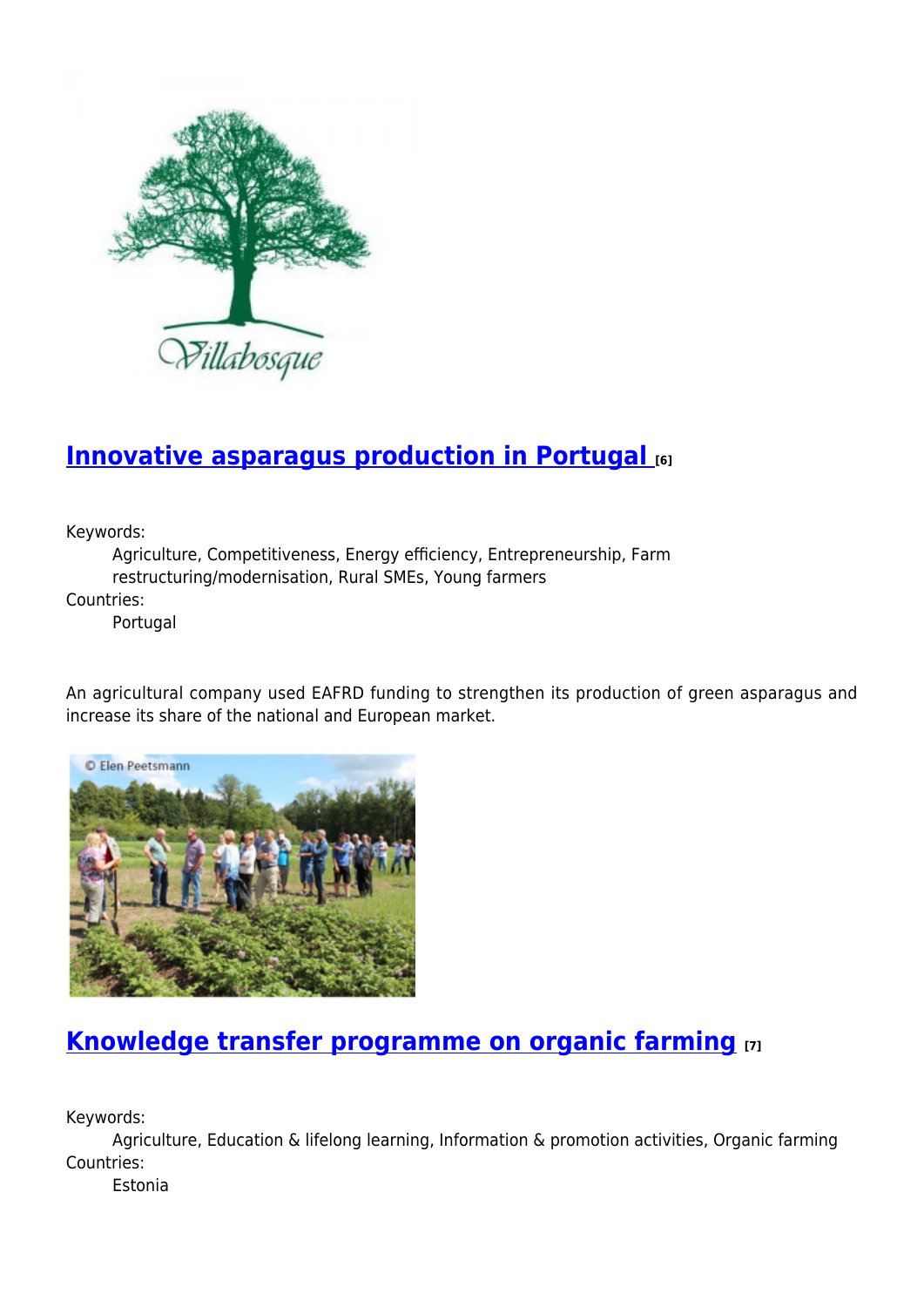## Innovative asparagus production in Portugal [6]

Keywords:
: Agriculture, Competitiveness, Energy efficiency, Entrepreneurship, Farm restructuring/modernisation, Rural SMEs, Young farmers

Countries:
: Portugal

An agricultural company used EAFRD funding to strengthen its production of green asparagus and increase its share of the national and European market.

## Knowledge transfer programme on organic farming [7]

Keywords:
: Agriculture, Education & lifelong learning, Information & promotion activities, Organic farming

Countries:
: Estonia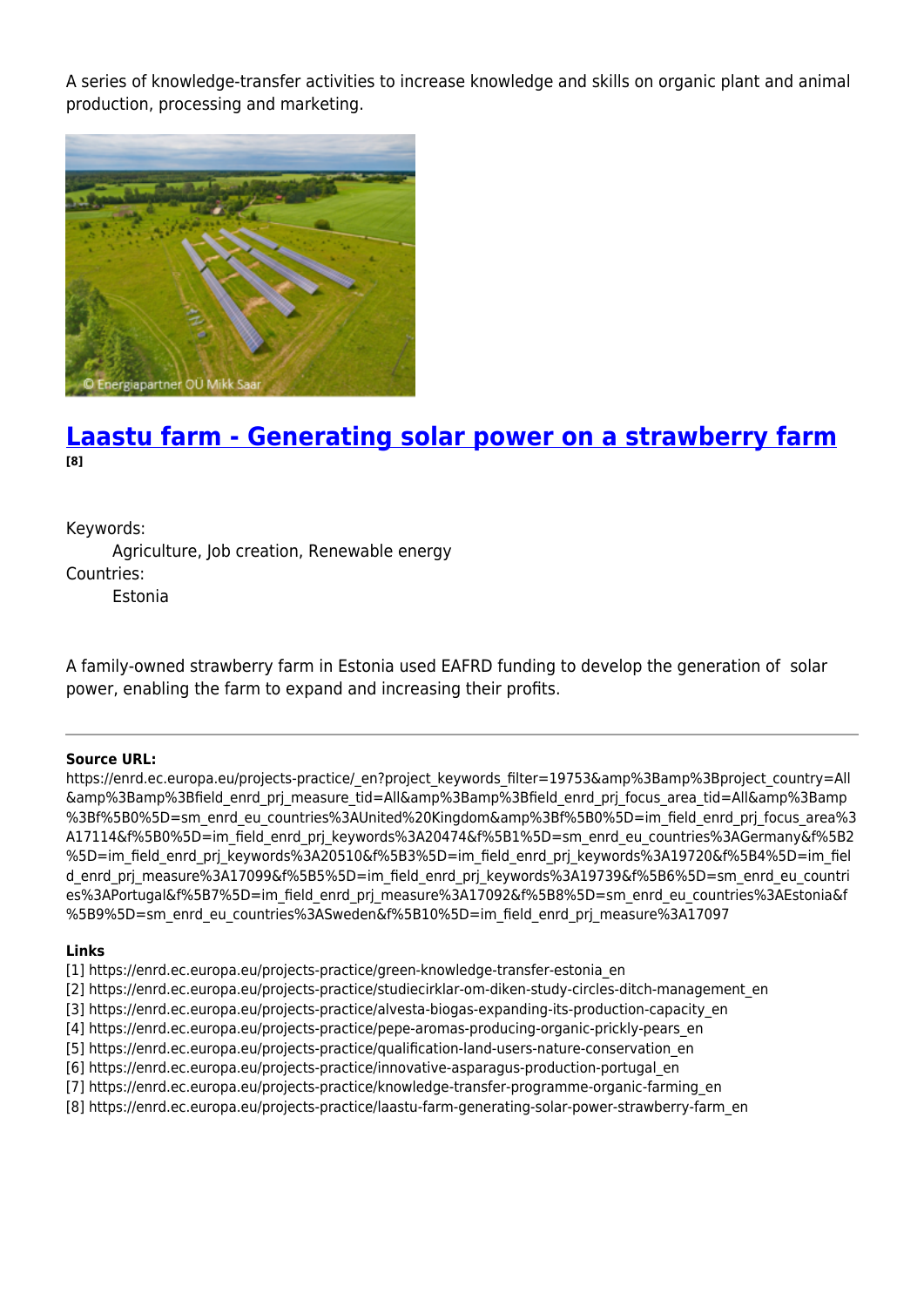A series of knowledge-transfer activities to increase knowledge and skills on organic plant and animal production, processing and marketing.

## [Laastu farm - Generating solar power on a strawberry farm](https://enrd.ec.europa.eu/projects-practice/laastu-farm-generating-solar-power-strawberry-farm_en) [8]

Keywords:
    Agriculture, Job creation, Renewable energy
Countries:
    Estonia

A family-owned strawberry farm in Estonia used EAFRD funding to develop the generation of solar power, enabling the farm to expand and increasing their profits.

---

**Source URL:** https://enrd.ec.europa.eu/projects-practice/_en?project_keywords_filter=19753&amp%3Bamp%3Bproject_country=All&amp%3Bamp%3Bfield_enrd_prj_measure_tid=All&amp%3Bamp%3Bfield_enrd_prj_focus_area_tid=All&amp%3Bamp%3Bf%5B0%5D=sm_enrd_eu_countries%3AUnited%20Kingdom&amp%3Bf%5B0%5D=im_field_enrd_prj_focus_area%3A17114&f%5B0%5D=im_field_enrd_prj_keywords%3A20474&f%5B1%5D=sm_enrd_eu_countries%3AGermany&f%5B2%5D=im_field_enrd_prj_keywords%3A20510&f%5B3%5D=im_field_enrd_prj_keywords%3A19720&f%5B4%5D=im_field_enrd_prj_measure%3A17099&f%5B5%5D=im_field_enrd_prj_keywords%3A19739&f%5B6%5D=sm_enrd_eu_countries%3APortugal&f%5B7%5D=im_field_enrd_prj_measure%3A17092&f%5B8%5D=sm_enrd_eu_countries%3AEstonia&f%5B9%5D=sm_enrd_eu_countries%3ASweden&f%5B10%5D=im_field_enrd_prj_measure%3A17097

**Links**

[1] https://enrd.ec.europa.eu/projects-practice/green-knowledge-transfer-estonia_en
[2] https://enrd.ec.europa.eu/projects-practice/studiecirklar-om-diken-study-circles-ditch-management_en
[3] https://enrd.ec.europa.eu/projects-practice/alvesta-biogas-expanding-its-production-capacity_en
[4] https://enrd.ec.europa.eu/projects-practice/pepe-aromas-producing-organic-prickly-pears_en
[5] https://enrd.ec.europa.eu/projects-practice/qualification-land-users-nature-conservation_en
[6] https://enrd.ec.europa.eu/projects-practice/innovative-asparagus-production-portugal_en
[7] https://enrd.ec.europa.eu/projects-practice/knowledge-transfer-programme-organic-farming_en
[8] https://enrd.ec.europa.eu/projects-practice/laastu-farm-generating-solar-power-strawberry-farm_en